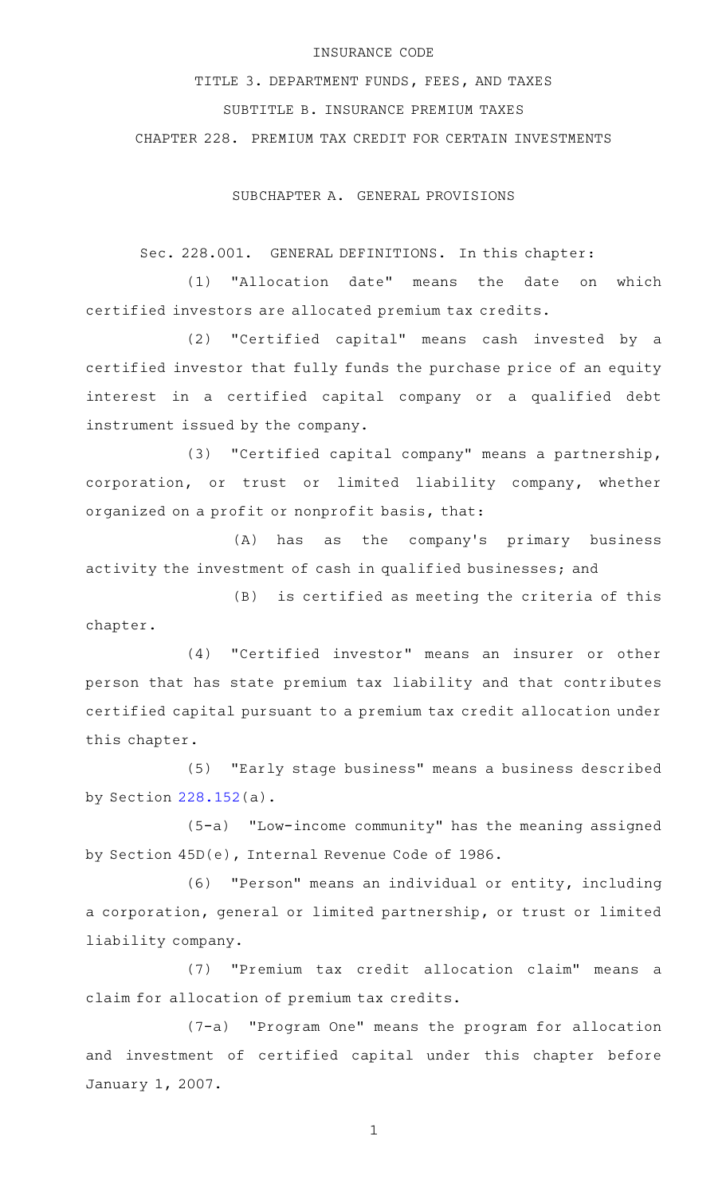# INSURANCE CODE

## TITLE 3. DEPARTMENT FUNDS, FEES, AND TAXES

## SUBTITLE B. INSURANCE PREMIUM TAXES

## CHAPTER 228. PREMIUM TAX CREDIT FOR CERTAIN INVESTMENTS

### SUBCHAPTER A. GENERAL PROVISIONS

Sec. 228.001. GENERAL DEFINITIONS. In this chapter:

(1) "Allocation date" means the date on which certified investors are allocated premium tax credits.

(2) "Certified capital" means cash invested by a certified investor that fully funds the purchase price of an equity interest in a certified capital company or a qualified debt instrument issued by the company.

(3) "Certified capital company" means a partnership, corporation, or trust or limited liability company, whether organized on a profit or nonprofit basis, that:

(A) has as the company's primary business activity the investment of cash in qualified businesses; and

(B) is certified as meeting the criteria of this chapter.

(4) "Certified investor" means an insurer or other person that has state premium tax liability and that contributes certified capital pursuant to a premium tax credit allocation under this chapter.

(5) "Early stage business" means a business described by Section 228.152(a).

(5-a) "Low-income community" has the meaning assigned by Section 45D(e), Internal Revenue Code of 1986.

(6) "Person" means an individual or entity, including a corporation, general or limited partnership, or trust or limited liability company.

(7) "Premium tax credit allocation claim" means a claim for allocation of premium tax credits.

(7-a) "Program One" means the program for allocation and investment of certified capital under this chapter before January 1, 2007.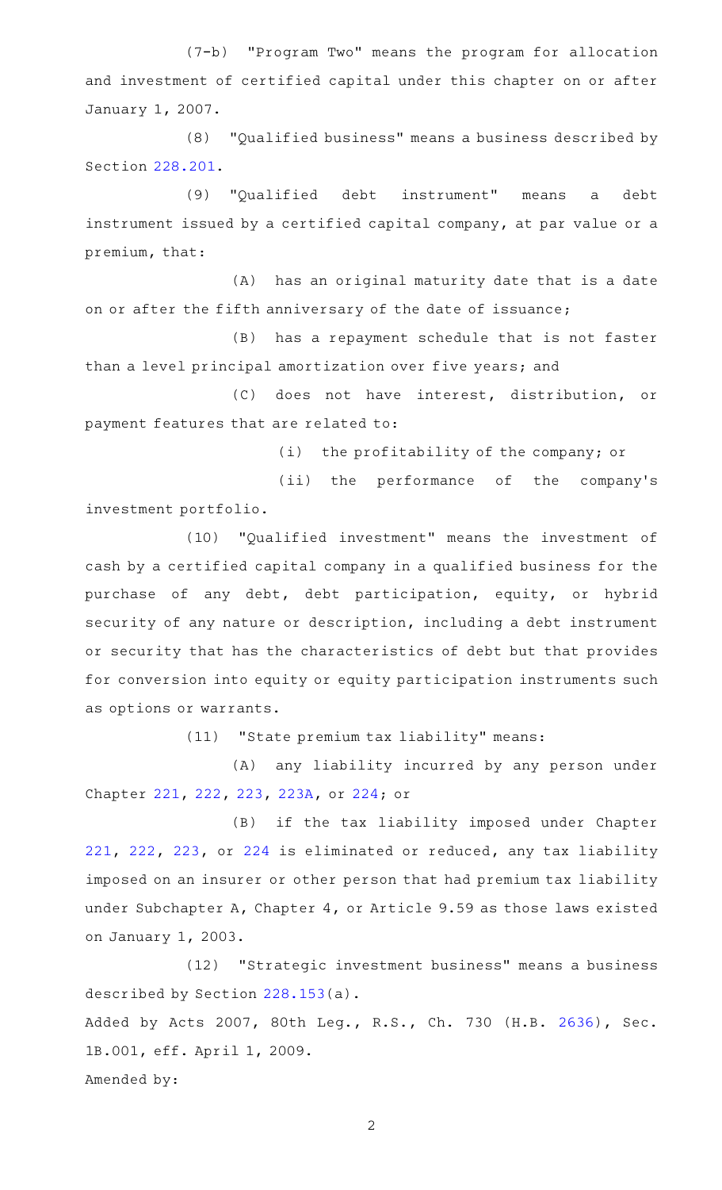(7-b) "Program Two" means the program for allocation and investment of certified capital under this chapter on or after January 1, 2007.

(8) "Qualified business" means a business described by Section 228.201.

(9) "Qualified debt instrument" means a debt instrument issued by a certified capital company, at par value or a premium, that:

(A) has an original maturity date that is a date on or after the fifth anniversary of the date of issuance;

(B) has a repayment schedule that is not faster than a level principal amortization over five years; and

(C) does not have interest, distribution, or payment features that are related to:

(i) the profitability of the company; or

(ii) the performance of the company's investment portfolio.

(10) "Qualified investment" means the investment of cash by a certified capital company in a qualified business for the purchase of any debt, debt participation, equity, or hybrid security of any nature or description, including a debt instrument or security that has the characteristics of debt but that provides for conversion into equity or equity participation instruments such as options or warrants.

(11) "State premium tax liability" means:

(A) any liability incurred by any person under Chapter 221, 222, 223, 223A, or 224; or

(B) if the tax liability imposed under Chapter 221, 222, 223, or 224 is eliminated or reduced, any tax liability imposed on an insurer or other person that had premium tax liability under Subchapter A, Chapter 4, or Article 9.59 as those laws existed on January 1, 2003.

(12) "Strategic investment business" means a business described by Section 228.153(a).

Added by Acts 2007, 80th Leg., R.S., Ch. 730 (H.B. 2636), Sec. 1B.001, eff. April 1, 2009.

Amended by: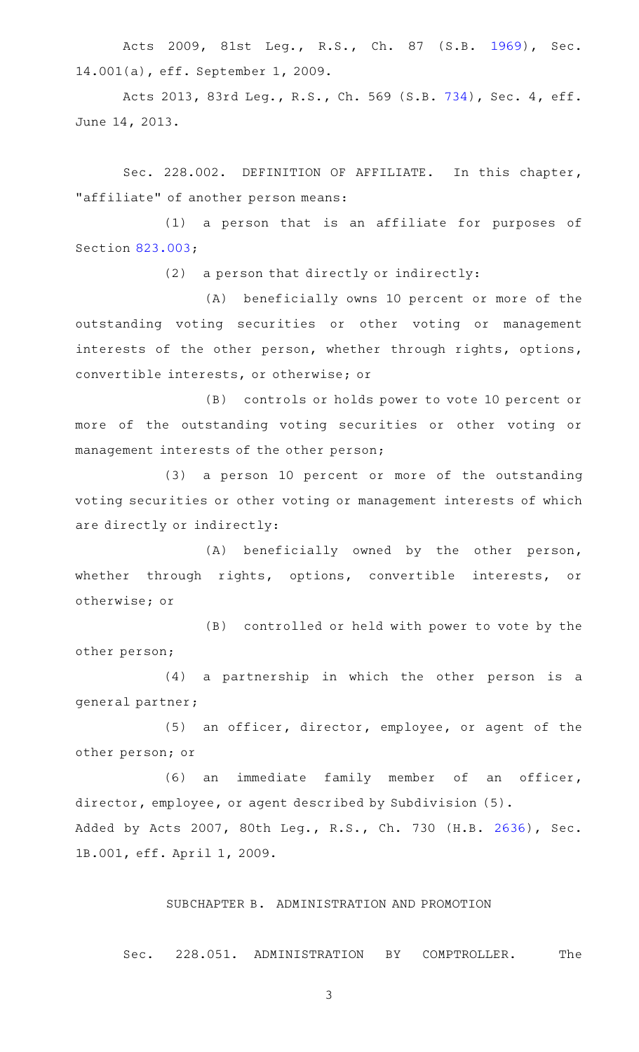Acts 2009, 81st Leg., R.S., Ch. 87 (S.B. 1969), Sec. 14.001(a), eff. September 1, 2009.

Acts 2013, 83rd Leg., R.S., Ch. 569 (S.B. 734), Sec. 4, eff. June 14, 2013.

Sec. 228.002. DEFINITION OF AFFILIATE. In this chapter, "affiliate" of another person means:

(1) a person that is an affiliate for purposes of Section 823.003;

(2) a person that directly or indirectly:

(A) beneficially owns 10 percent or more of the outstanding voting securities or other voting or management interests of the other person, whether through rights, options, convertible interests, or otherwise; or

(B) controls or holds power to vote 10 percent or more of the outstanding voting securities or other voting or management interests of the other person;

(3) a person 10 percent or more of the outstanding voting securities or other voting or management interests of which are directly or indirectly:

(A) beneficially owned by the other person, whether through rights, options, convertible interests, or otherwise; or

(B) controlled or held with power to vote by the other person;

(4) a partnership in which the other person is a general partner;

(5) an officer, director, employee, or agent of the other person; or

(6) an immediate family member of an officer, director, employee, or agent described by Subdivision (5).

Added by Acts 2007, 80th Leg., R.S., Ch. 730 (H.B. 2636), Sec. 1B.001, eff. April 1, 2009.

SUBCHAPTER B. ADMINISTRATION AND PROMOTION

Sec. 228.051. ADMINISTRATION BY COMPTROLLER. The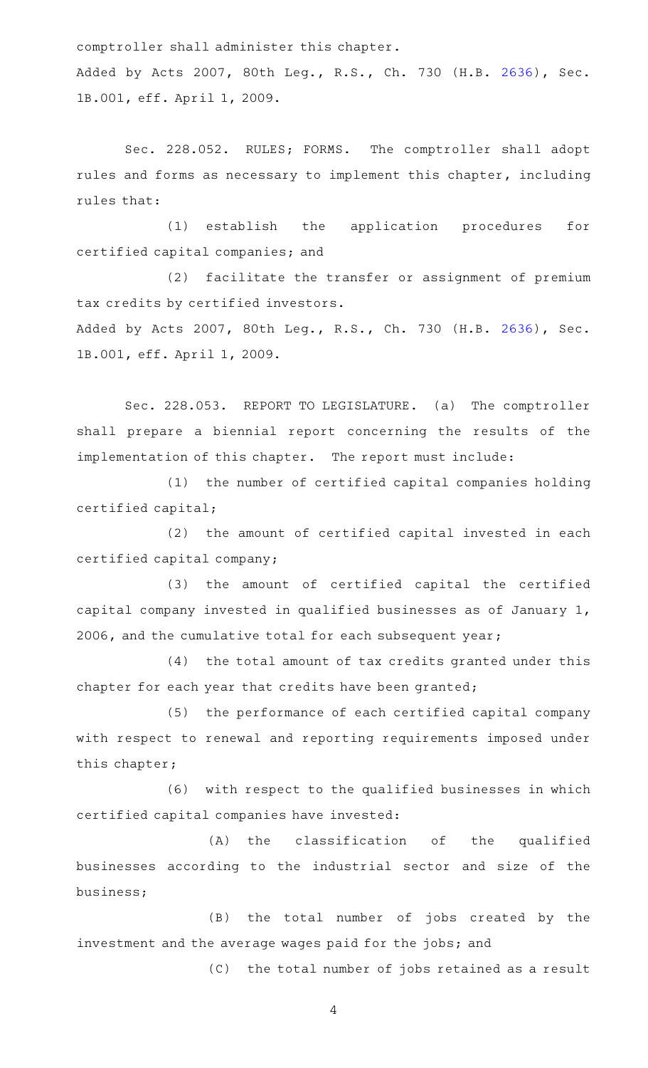comptroller shall administer this chapter.

Added by Acts 2007, 80th Leg., R.S., Ch. 730 (H.B. 2636), Sec. 1B.001, eff. April 1, 2009.

Sec. 228.052. RULES; FORMS. The comptroller shall adopt rules and forms as necessary to implement this chapter, including rules that:

(1) establish the application procedures for certified capital companies; and

(2) facilitate the transfer or assignment of premium tax credits by certified investors.

Added by Acts 2007, 80th Leg., R.S., Ch. 730 (H.B. 2636), Sec. 1B.001, eff. April 1, 2009.

Sec. 228.053. REPORT TO LEGISLATURE. (a) The comptroller shall prepare a biennial report concerning the results of the implementation of this chapter. The report must include:

(1) the number of certified capital companies holding certified capital;

(2) the amount of certified capital invested in each certified capital company;

(3) the amount of certified capital the certified capital company invested in qualified businesses as of January 1, 2006, and the cumulative total for each subsequent year;

(4) the total amount of tax credits granted under this chapter for each year that credits have been granted;

(5) the performance of each certified capital company with respect to renewal and reporting requirements imposed under this chapter;

(6) with respect to the qualified businesses in which certified capital companies have invested:

(A) the classification of the qualified businesses according to the industrial sector and size of the business;

(B) the total number of jobs created by the investment and the average wages paid for the jobs; and

(C) the total number of jobs retained as a result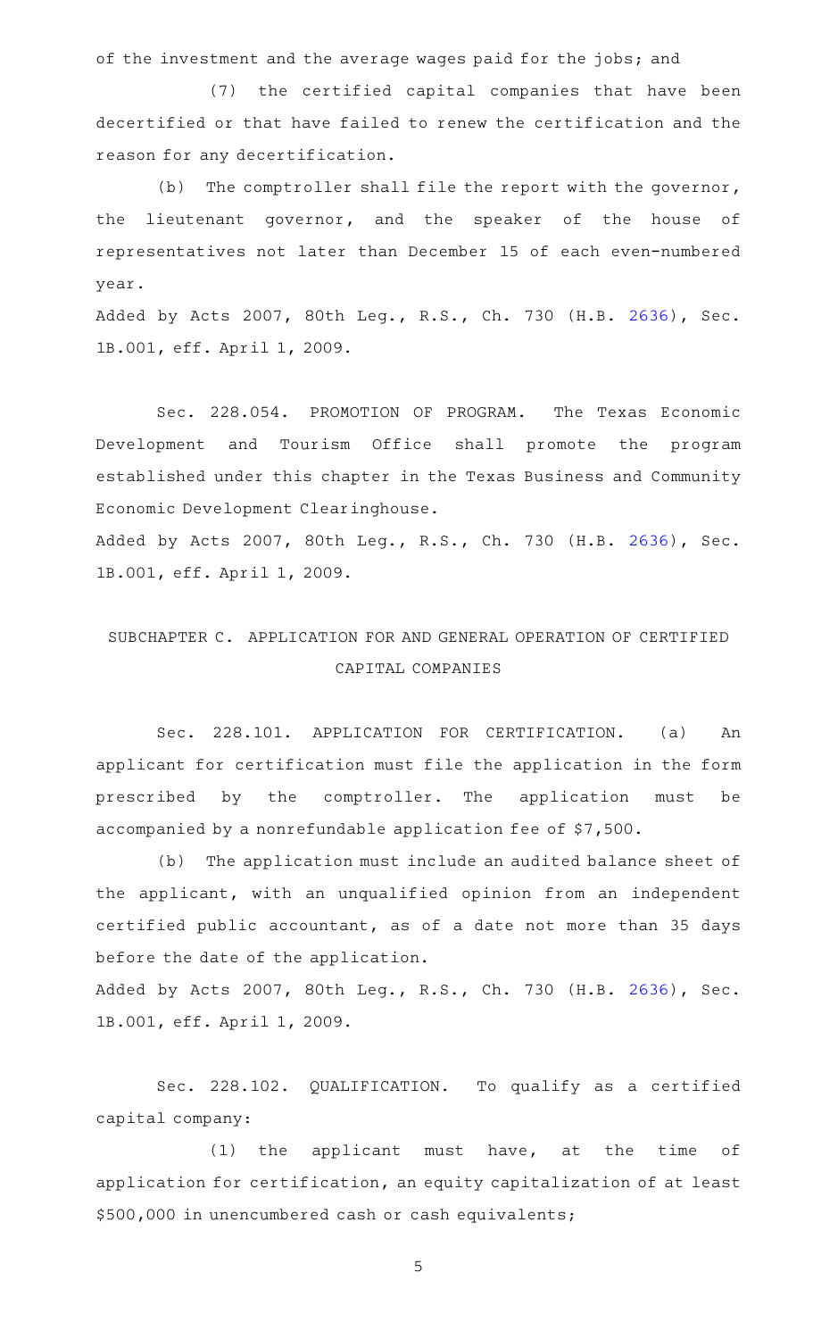of the investment and the average wages paid for the jobs; and

(7) the certified capital companies that have been decertified or that have failed to renew the certification and the reason for any decertification.

(b) The comptroller shall file the report with the governor, the lieutenant governor, and the speaker of the house of representatives not later than December 15 of each even-numbered year.

Added by Acts 2007, 80th Leg., R.S., Ch. 730 (H.B. 2636), Sec. 1B.001, eff. April 1, 2009.

Sec. 228.054. PROMOTION OF PROGRAM. The Texas Economic Development and Tourism Office shall promote the program established under this chapter in the Texas Business and Community Economic Development Clearinghouse.

Added by Acts 2007, 80th Leg., R.S., Ch. 730 (H.B. 2636), Sec. 1B.001, eff. April 1, 2009.

## SUBCHAPTER C. APPLICATION FOR AND GENERAL OPERATION OF CERTIFIED CAPITAL COMPANIES

Sec. 228.101. APPLICATION FOR CERTIFICATION. (a) An applicant for certification must file the application in the form prescribed by the comptroller. The application must be accompanied by a nonrefundable application fee of $7,500.

(b) The application must include an audited balance sheet of the applicant, with an unqualified opinion from an independent certified public accountant, as of a date not more than 35 days before the date of the application.

Added by Acts 2007, 80th Leg., R.S., Ch. 730 (H.B. 2636), Sec. 1B.001, eff. April 1, 2009.

Sec. 228.102. QUALIFICATION. To qualify as a certified capital company:

(1) the applicant must have, at the time of application for certification, an equity capitalization of at least $500,000 in unencumbered cash or cash equivalents;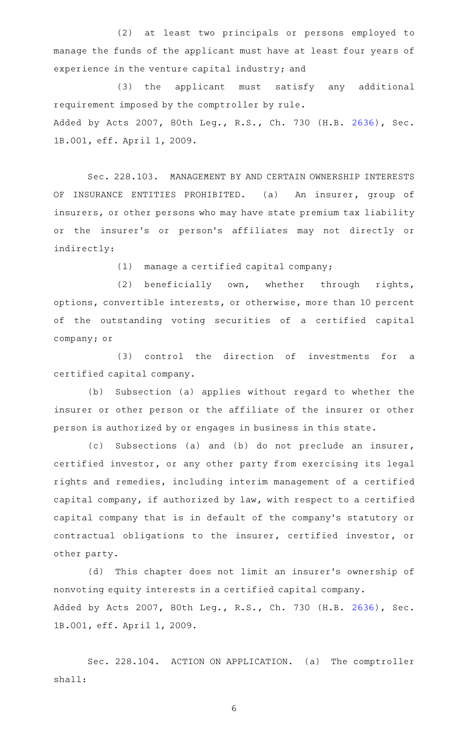(2) at least two principals or persons employed to manage the funds of the applicant must have at least four years of experience in the venture capital industry; and

(3) the applicant must satisfy any additional requirement imposed by the comptroller by rule.

Added by Acts 2007, 80th Leg., R.S., Ch. 730 (H.B. 2636), Sec. 1B.001, eff. April 1, 2009.

Sec. 228.103. MANAGEMENT BY AND CERTAIN OWNERSHIP INTERESTS OF INSURANCE ENTITIES PROHIBITED. (a) An insurer, group of insurers, or other persons who may have state premium tax liability or the insurer's or person's affiliates may not directly or indirectly:

(1) manage a certified capital company;

(2) beneficially own, whether through rights, options, convertible interests, or otherwise, more than 10 percent of the outstanding voting securities of a certified capital company; or

(3) control the direction of investments for a certified capital company.

(b) Subsection (a) applies without regard to whether the insurer or other person or the affiliate of the insurer or other person is authorized by or engages in business in this state.

(c) Subsections (a) and (b) do not preclude an insurer, certified investor, or any other party from exercising its legal rights and remedies, including interim management of a certified capital company, if authorized by law, with respect to a certified capital company that is in default of the company's statutory or contractual obligations to the insurer, certified investor, or other party.

(d) This chapter does not limit an insurer's ownership of nonvoting equity interests in a certified capital company.

Added by Acts 2007, 80th Leg., R.S., Ch. 730 (H.B. 2636), Sec. 1B.001, eff. April 1, 2009.

Sec. 228.104. ACTION ON APPLICATION. (a) The comptroller shall: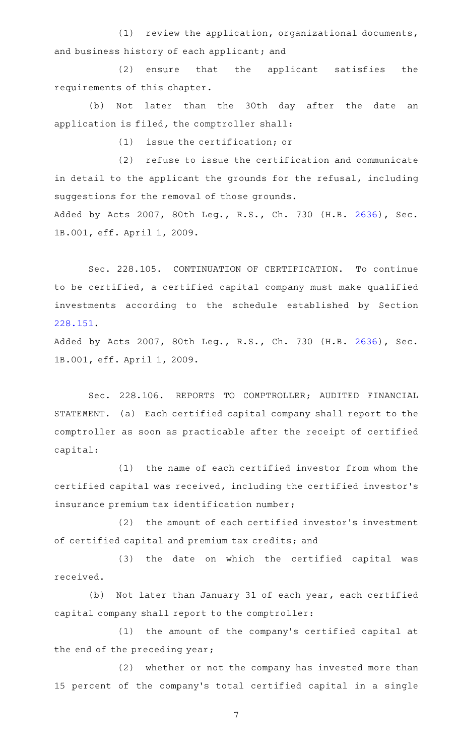(1) review the application, organizational documents, and business history of each applicant; and

(2) ensure that the applicant satisfies the requirements of this chapter.

(b) Not later than the 30th day after the date an application is filed, the comptroller shall:

(1) issue the certification; or

(2) refuse to issue the certification and communicate in detail to the applicant the grounds for the refusal, including suggestions for the removal of those grounds.

Added by Acts 2007, 80th Leg., R.S., Ch. 730 (H.B. 2636), Sec. 1B.001, eff. April 1, 2009.

Sec. 228.105. CONTINUATION OF CERTIFICATION. To continue to be certified, a certified capital company must make qualified investments according to the schedule established by Section 228.151.

Added by Acts 2007, 80th Leg., R.S., Ch. 730 (H.B. 2636), Sec. 1B.001, eff. April 1, 2009.

Sec. 228.106. REPORTS TO COMPTROLLER; AUDITED FINANCIAL STATEMENT. (a) Each certified capital company shall report to the comptroller as soon as practicable after the receipt of certified capital:

(1) the name of each certified investor from whom the certified capital was received, including the certified investor's insurance premium tax identification number;

(2) the amount of each certified investor's investment of certified capital and premium tax credits; and

(3) the date on which the certified capital was received.

(b) Not later than January 31 of each year, each certified capital company shall report to the comptroller:

(1) the amount of the company's certified capital at the end of the preceding year;

(2) whether or not the company has invested more than 15 percent of the company's total certified capital in a single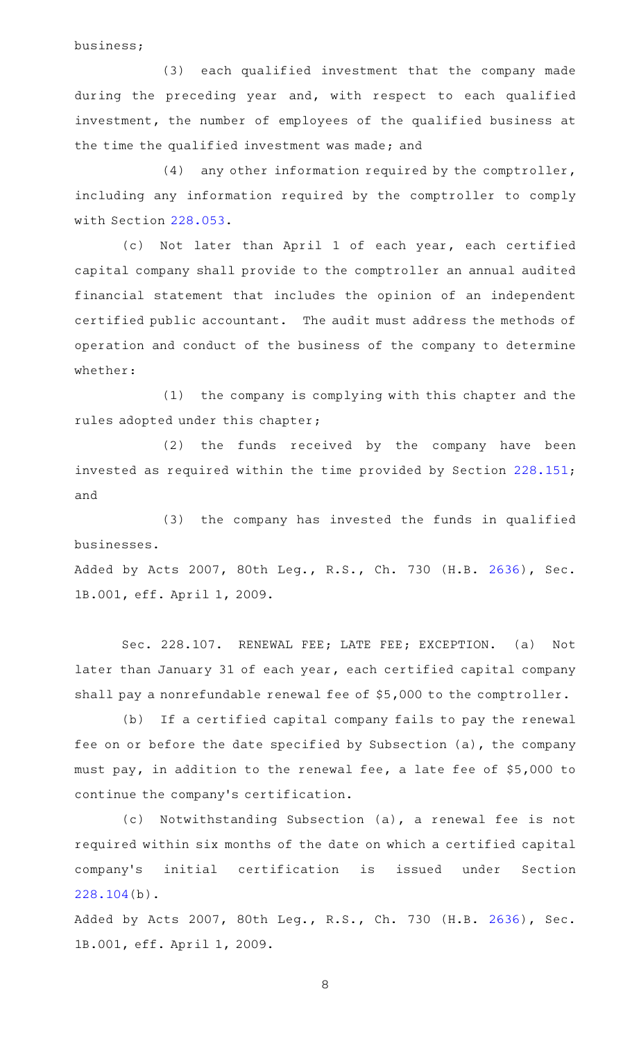business;

(3) each qualified investment that the company made during the preceding year and, with respect to each qualified investment, the number of employees of the qualified business at the time the qualified investment was made; and

(4) any other information required by the comptroller, including any information required by the comptroller to comply with Section 228.053.

(c) Not later than April 1 of each year, each certified capital company shall provide to the comptroller an annual audited financial statement that includes the opinion of an independent certified public accountant. The audit must address the methods of operation and conduct of the business of the company to determine whether:

(1) the company is complying with this chapter and the rules adopted under this chapter;

(2) the funds received by the company have been invested as required within the time provided by Section 228.151; and

(3) the company has invested the funds in qualified businesses.

Added by Acts 2007, 80th Leg., R.S., Ch. 730 (H.B. 2636), Sec. 1B.001, eff. April 1, 2009.

Sec. 228.107. RENEWAL FEE; LATE FEE; EXCEPTION. (a) Not later than January 31 of each year, each certified capital company shall pay a nonrefundable renewal fee of $5,000 to the comptroller.

(b) If a certified capital company fails to pay the renewal fee on or before the date specified by Subsection (a), the company must pay, in addition to the renewal fee, a late fee of $5,000 to continue the company's certification.

(c) Notwithstanding Subsection (a), a renewal fee is not required within six months of the date on which a certified capital company's initial certification is issued under Section 228.104(b).

Added by Acts 2007, 80th Leg., R.S., Ch. 730 (H.B. 2636), Sec. 1B.001, eff. April 1, 2009.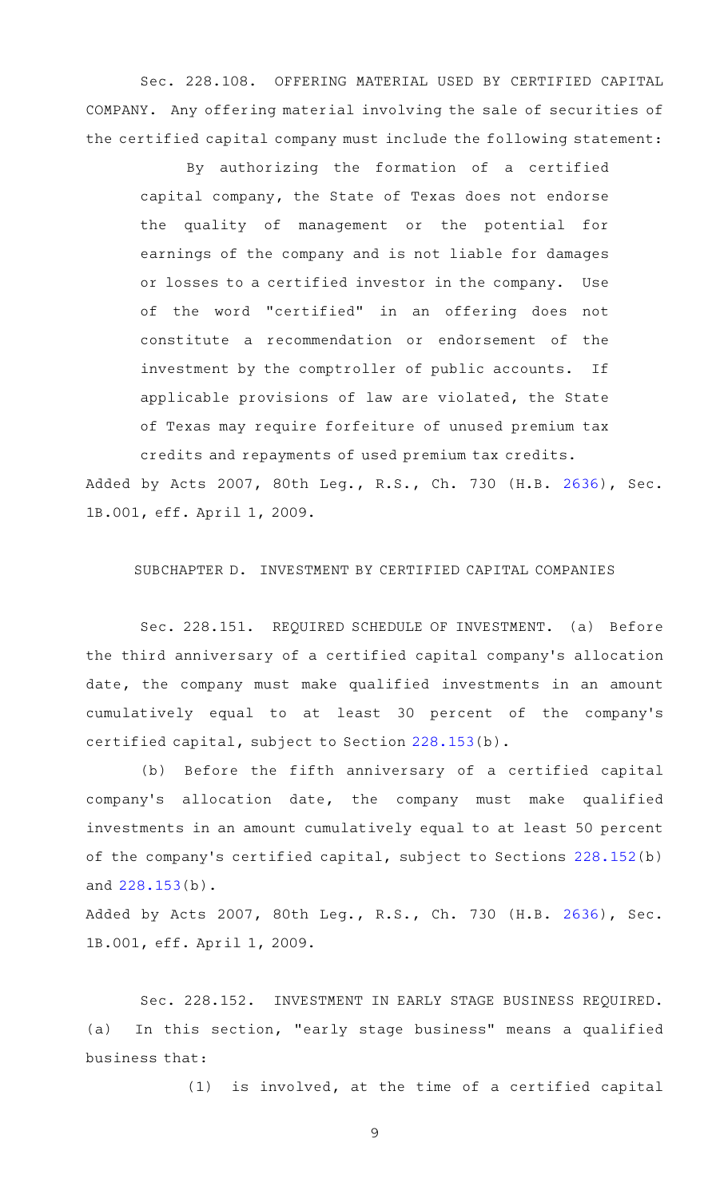Sec. 228.108. OFFERING MATERIAL USED BY CERTIFIED CAPITAL COMPANY. Any offering material involving the sale of securities of the certified capital company must include the following statement:

> By authorizing the formation of a certified capital company, the State of Texas does not endorse the quality of management or the potential for earnings of the company and is not liable for damages or losses to a certified investor in the company. Use of the word "certified" in an offering does not constitute a recommendation or endorsement of the investment by the comptroller of public accounts. If applicable provisions of law are violated, the State of Texas may require forfeiture of unused premium tax credits and repayments of used premium tax credits.

Added by Acts 2007, 80th Leg., R.S., Ch. 730 (H.B. 2636), Sec. 1B.001, eff. April 1, 2009.

## SUBCHAPTER D. INVESTMENT BY CERTIFIED CAPITAL COMPANIES

Sec. 228.151. REQUIRED SCHEDULE OF INVESTMENT. (a) Before the third anniversary of a certified capital company's allocation date, the company must make qualified investments in an amount cumulatively equal to at least 30 percent of the company's certified capital, subject to Section 228.153(b).

(b) Before the fifth anniversary of a certified capital company's allocation date, the company must make qualified investments in an amount cumulatively equal to at least 50 percent of the company's certified capital, subject to Sections 228.152(b) and 228.153(b).

Added by Acts 2007, 80th Leg., R.S., Ch. 730 (H.B. 2636), Sec. 1B.001, eff. April 1, 2009.

Sec. 228.152. INVESTMENT IN EARLY STAGE BUSINESS REQUIRED. (a) In this section, "early stage business" means a qualified business that:

(1) is involved, at the time of a certified capital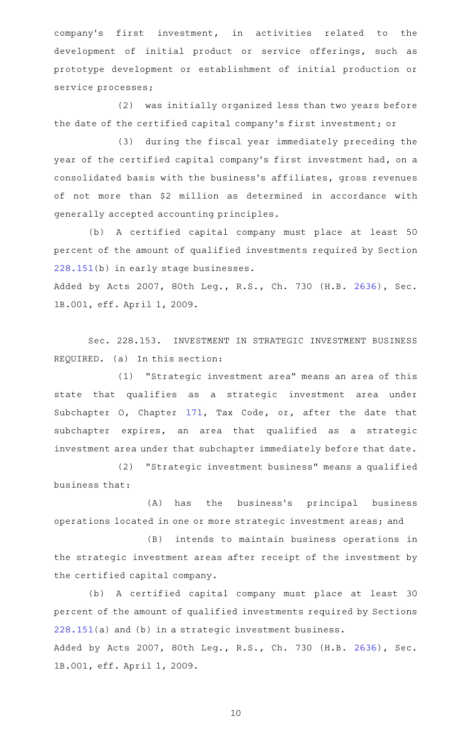company's first investment, in activities related to the development of initial product or service offerings, such as prototype development or establishment of initial production or service processes;

(2) was initially organized less than two years before the date of the certified capital company's first investment; or

(3) during the fiscal year immediately preceding the year of the certified capital company's first investment had, on a consolidated basis with the business's affiliates, gross revenues of not more than $2 million as determined in accordance with generally accepted accounting principles.

(b) A certified capital company must place at least 50 percent of the amount of qualified investments required by Section 228.151(b) in early stage businesses.

Added by Acts 2007, 80th Leg., R.S., Ch. 730 (H.B. 2636), Sec. 1B.001, eff. April 1, 2009.

Sec. 228.153. INVESTMENT IN STRATEGIC INVESTMENT BUSINESS REQUIRED. (a) In this section:

(1) "Strategic investment area" means an area of this state that qualifies as a strategic investment area under Subchapter O, Chapter 171, Tax Code, or, after the date that subchapter expires, an area that qualified as a strategic investment area under that subchapter immediately before that date.

(2) "Strategic investment business" means a qualified business that:

(A) has the business's principal business operations located in one or more strategic investment areas; and

(B) intends to maintain business operations in the strategic investment areas after receipt of the investment by the certified capital company.

(b) A certified capital company must place at least 30 percent of the amount of qualified investments required by Sections 228.151(a) and (b) in a strategic investment business.

Added by Acts 2007, 80th Leg., R.S., Ch. 730 (H.B. 2636), Sec. 1B.001, eff. April 1, 2009.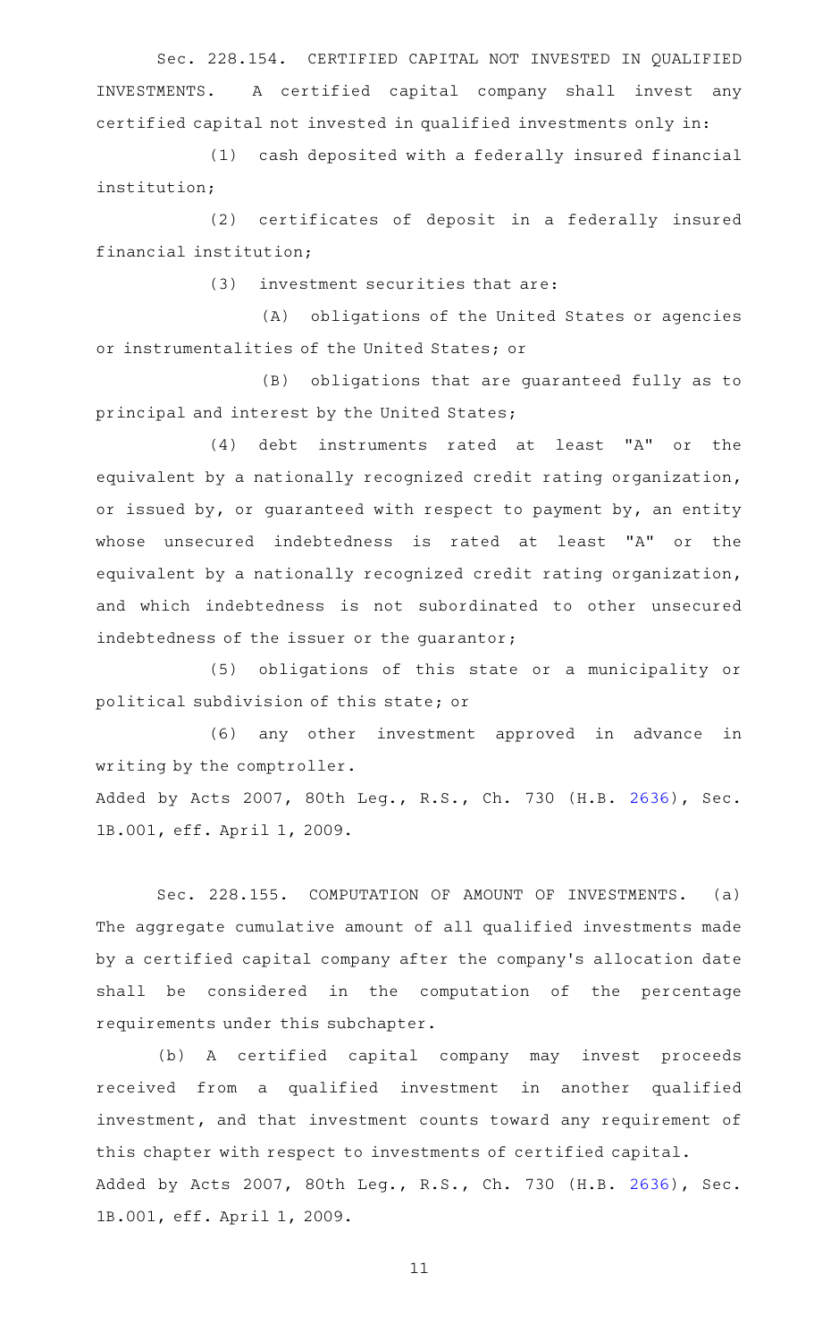Sec. 228.154. CERTIFIED CAPITAL NOT INVESTED IN QUALIFIED INVESTMENTS. A certified capital company shall invest any certified capital not invested in qualified investments only in:

(1) cash deposited with a federally insured financial institution;

(2) certificates of deposit in a federally insured financial institution;

(3) investment securities that are:

(A) obligations of the United States or agencies or instrumentalities of the United States; or

(B) obligations that are guaranteed fully as to principal and interest by the United States;

(4) debt instruments rated at least "A" or the equivalent by a nationally recognized credit rating organization, or issued by, or guaranteed with respect to payment by, an entity whose unsecured indebtedness is rated at least "A" or the equivalent by a nationally recognized credit rating organization, and which indebtedness is not subordinated to other unsecured indebtedness of the issuer or the guarantor;

(5) obligations of this state or a municipality or political subdivision of this state; or

(6) any other investment approved in advance in writing by the comptroller.

Added by Acts 2007, 80th Leg., R.S., Ch. 730 (H.B. 2636), Sec. 1B.001, eff. April 1, 2009.

Sec. 228.155. COMPUTATION OF AMOUNT OF INVESTMENTS. (a) The aggregate cumulative amount of all qualified investments made by a certified capital company after the company's allocation date shall be considered in the computation of the percentage requirements under this subchapter.

(b) A certified capital company may invest proceeds received from a qualified investment in another qualified investment, and that investment counts toward any requirement of this chapter with respect to investments of certified capital.

Added by Acts 2007, 80th Leg., R.S., Ch. 730 (H.B. 2636), Sec. 1B.001, eff. April 1, 2009.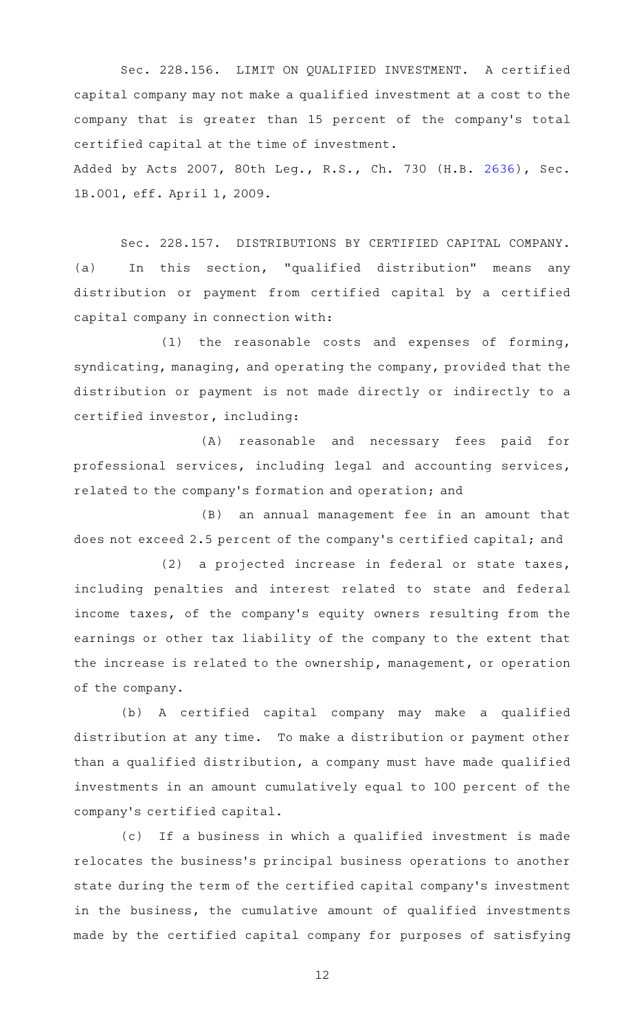Sec. 228.156. LIMIT ON QUALIFIED INVESTMENT. A certified capital company may not make a qualified investment at a cost to the company that is greater than 15 percent of the company's total certified capital at the time of investment.

Added by Acts 2007, 80th Leg., R.S., Ch. 730 (H.B. 2636), Sec. 1B.001, eff. April 1, 2009.

Sec. 228.157. DISTRIBUTIONS BY CERTIFIED CAPITAL COMPANY. (a) In this section, "qualified distribution" means any distribution or payment from certified capital by a certified capital company in connection with:

(1) the reasonable costs and expenses of forming, syndicating, managing, and operating the company, provided that the distribution or payment is not made directly or indirectly to a certified investor, including:

(A) reasonable and necessary fees paid for professional services, including legal and accounting services, related to the company's formation and operation; and

(B) an annual management fee in an amount that does not exceed 2.5 percent of the company's certified capital; and

(2) a projected increase in federal or state taxes, including penalties and interest related to state and federal income taxes, of the company's equity owners resulting from the earnings or other tax liability of the company to the extent that the increase is related to the ownership, management, or operation of the company.

(b) A certified capital company may make a qualified distribution at any time. To make a distribution or payment other than a qualified distribution, a company must have made qualified investments in an amount cumulatively equal to 100 percent of the company's certified capital.

(c) If a business in which a qualified investment is made relocates the business's principal business operations to another state during the term of the certified capital company's investment in the business, the cumulative amount of qualified investments made by the certified capital company for purposes of satisfying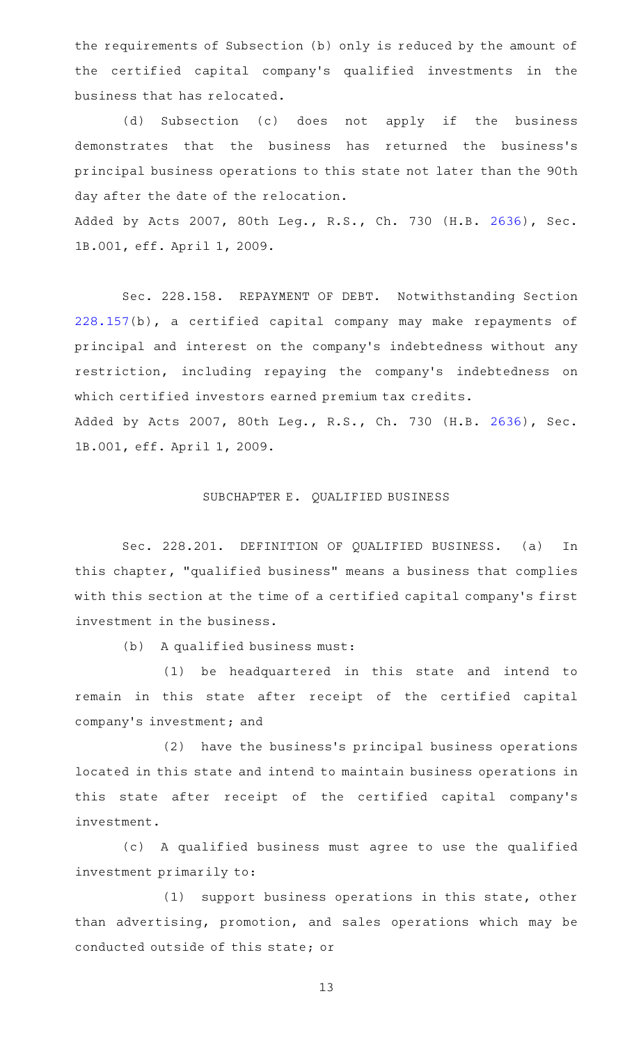the requirements of Subsection (b) only is reduced by the amount of the certified capital company's qualified investments in the business that has relocated.

(d) Subsection (c) does not apply if the business demonstrates that the business has returned the business's principal business operations to this state not later than the 90th day after the date of the relocation.

Added by Acts 2007, 80th Leg., R.S., Ch. 730 (H.B. 2636), Sec. 1B.001, eff. April 1, 2009.

Sec. 228.158. REPAYMENT OF DEBT. Notwithstanding Section 228.157(b), a certified capital company may make repayments of principal and interest on the company's indebtedness without any restriction, including repaying the company's indebtedness on which certified investors earned premium tax credits.

Added by Acts 2007, 80th Leg., R.S., Ch. 730 (H.B. 2636), Sec. 1B.001, eff. April 1, 2009.

## SUBCHAPTER E. QUALIFIED BUSINESS

Sec. 228.201. DEFINITION OF QUALIFIED BUSINESS. (a) In this chapter, "qualified business" means a business that complies with this section at the time of a certified capital company's first investment in the business.

(b) A qualified business must:

(1) be headquartered in this state and intend to remain in this state after receipt of the certified capital company's investment; and

(2) have the business's principal business operations located in this state and intend to maintain business operations in this state after receipt of the certified capital company's investment.

(c) A qualified business must agree to use the qualified investment primarily to:

(1) support business operations in this state, other than advertising, promotion, and sales operations which may be conducted outside of this state; or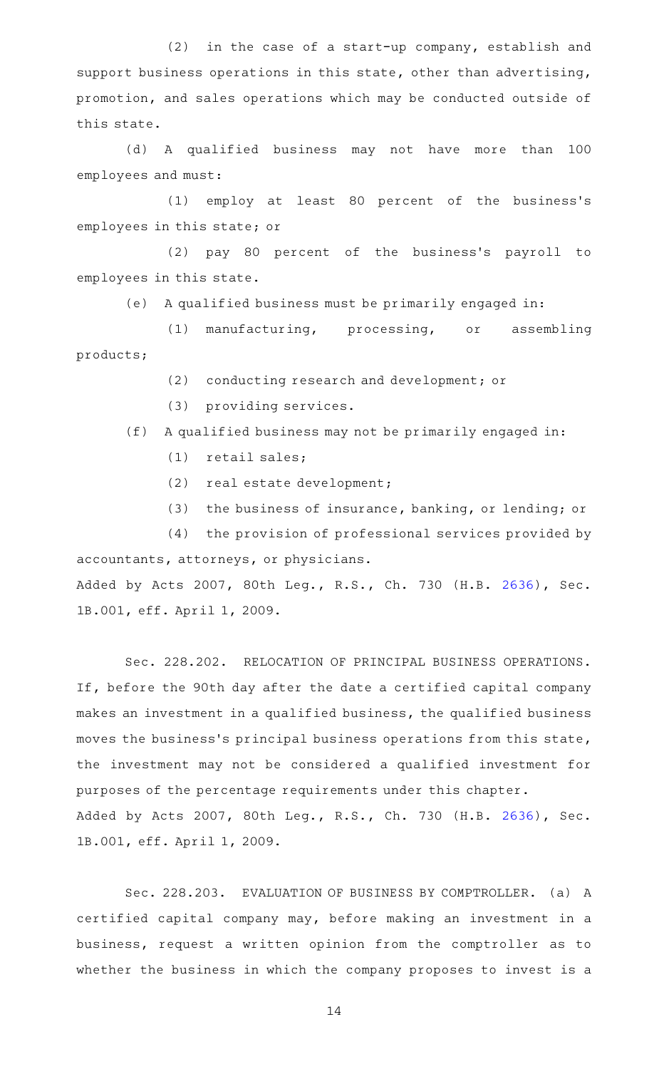(2) in the case of a start-up company, establish and support business operations in this state, other than advertising, promotion, and sales operations which may be conducted outside of this state.

(d) A qualified business may not have more than 100 employees and must:

(1) employ at least 80 percent of the business's employees in this state; or

(2) pay 80 percent of the business's payroll to employees in this state.

(e) A qualified business must be primarily engaged in:

(1) manufacturing, processing, or assembling products;

(2) conducting research and development; or

(3) providing services.

(f) A qualified business may not be primarily engaged in:

(1) retail sales;

(2) real estate development;

(3) the business of insurance, banking, or lending; or

(4) the provision of professional services provided by accountants, attorneys, or physicians.

Added by Acts 2007, 80th Leg., R.S., Ch. 730 (H.B. 2636), Sec. 1B.001, eff. April 1, 2009.

Sec. 228.202. RELOCATION OF PRINCIPAL BUSINESS OPERATIONS. If, before the 90th day after the date a certified capital company makes an investment in a qualified business, the qualified business moves the business's principal business operations from this state, the investment may not be considered a qualified investment for purposes of the percentage requirements under this chapter.

Added by Acts 2007, 80th Leg., R.S., Ch. 730 (H.B. 2636), Sec. 1B.001, eff. April 1, 2009.

Sec. 228.203. EVALUATION OF BUSINESS BY COMPTROLLER. (a) A certified capital company may, before making an investment in a business, request a written opinion from the comptroller as to whether the business in which the company proposes to invest is a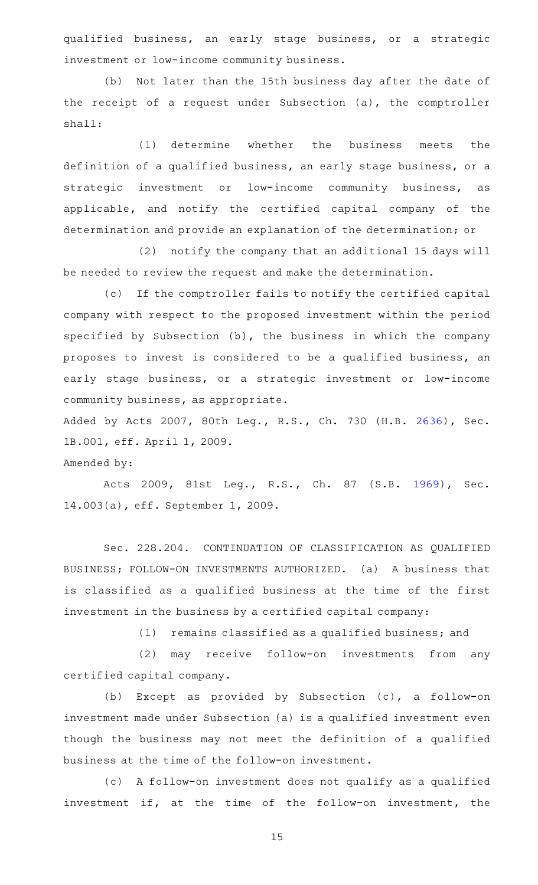qualified business, an early stage business, or a strategic investment or low-income community business.

(b) Not later than the 15th business day after the date of the receipt of a request under Subsection (a), the comptroller shall:

(1) determine whether the business meets the definition of a qualified business, an early stage business, or a strategic investment or low-income community business, as applicable, and notify the certified capital company of the determination and provide an explanation of the determination; or

(2) notify the company that an additional 15 days will be needed to review the request and make the determination.

(c) If the comptroller fails to notify the certified capital company with respect to the proposed investment within the period specified by Subsection (b), the business in which the company proposes to invest is considered to be a qualified business, an early stage business, or a strategic investment or low-income community business, as appropriate.

Added by Acts 2007, 80th Leg., R.S., Ch. 730 (H.B. 2636), Sec. 1B.001, eff. April 1, 2009.

Amended by:

Acts 2009, 81st Leg., R.S., Ch. 87 (S.B. 1969), Sec. 14.003(a), eff. September 1, 2009.

Sec. 228.204. CONTINUATION OF CLASSIFICATION AS QUALIFIED BUSINESS; FOLLOW-ON INVESTMENTS AUTHORIZED. (a) A business that is classified as a qualified business at the time of the first investment in the business by a certified capital company:

(1) remains classified as a qualified business; and

(2) may receive follow-on investments from any certified capital company.

(b) Except as provided by Subsection (c), a follow-on investment made under Subsection (a) is a qualified investment even though the business may not meet the definition of a qualified business at the time of the follow-on investment.

(c) A follow-on investment does not qualify as a qualified investment if, at the time of the follow-on investment, the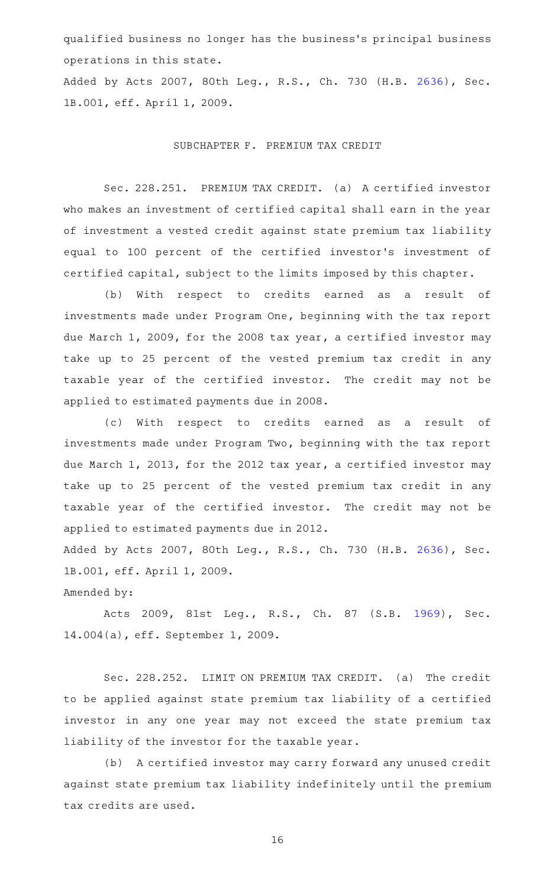qualified business no longer has the business's principal business operations in this state.

Added by Acts 2007, 80th Leg., R.S., Ch. 730 (H.B. 2636), Sec. 1B.001, eff. April 1, 2009.

## SUBCHAPTER F. PREMIUM TAX CREDIT

Sec. 228.251. PREMIUM TAX CREDIT. (a) A certified investor who makes an investment of certified capital shall earn in the year of investment a vested credit against state premium tax liability equal to 100 percent of the certified investor's investment of certified capital, subject to the limits imposed by this chapter.

(b) With respect to credits earned as a result of investments made under Program One, beginning with the tax report due March 1, 2009, for the 2008 tax year, a certified investor may take up to 25 percent of the vested premium tax credit in any taxable year of the certified investor. The credit may not be applied to estimated payments due in 2008.

(c) With respect to credits earned as a result of investments made under Program Two, beginning with the tax report due March 1, 2013, for the 2012 tax year, a certified investor may take up to 25 percent of the vested premium tax credit in any taxable year of the certified investor. The credit may not be applied to estimated payments due in 2012.

Added by Acts 2007, 80th Leg., R.S., Ch. 730 (H.B. 2636), Sec. 1B.001, eff. April 1, 2009.

Amended by:

Acts 2009, 81st Leg., R.S., Ch. 87 (S.B. 1969), Sec. 14.004(a), eff. September 1, 2009.

Sec. 228.252. LIMIT ON PREMIUM TAX CREDIT. (a) The credit to be applied against state premium tax liability of a certified investor in any one year may not exceed the state premium tax liability of the investor for the taxable year.

(b) A certified investor may carry forward any unused credit against state premium tax liability indefinitely until the premium tax credits are used.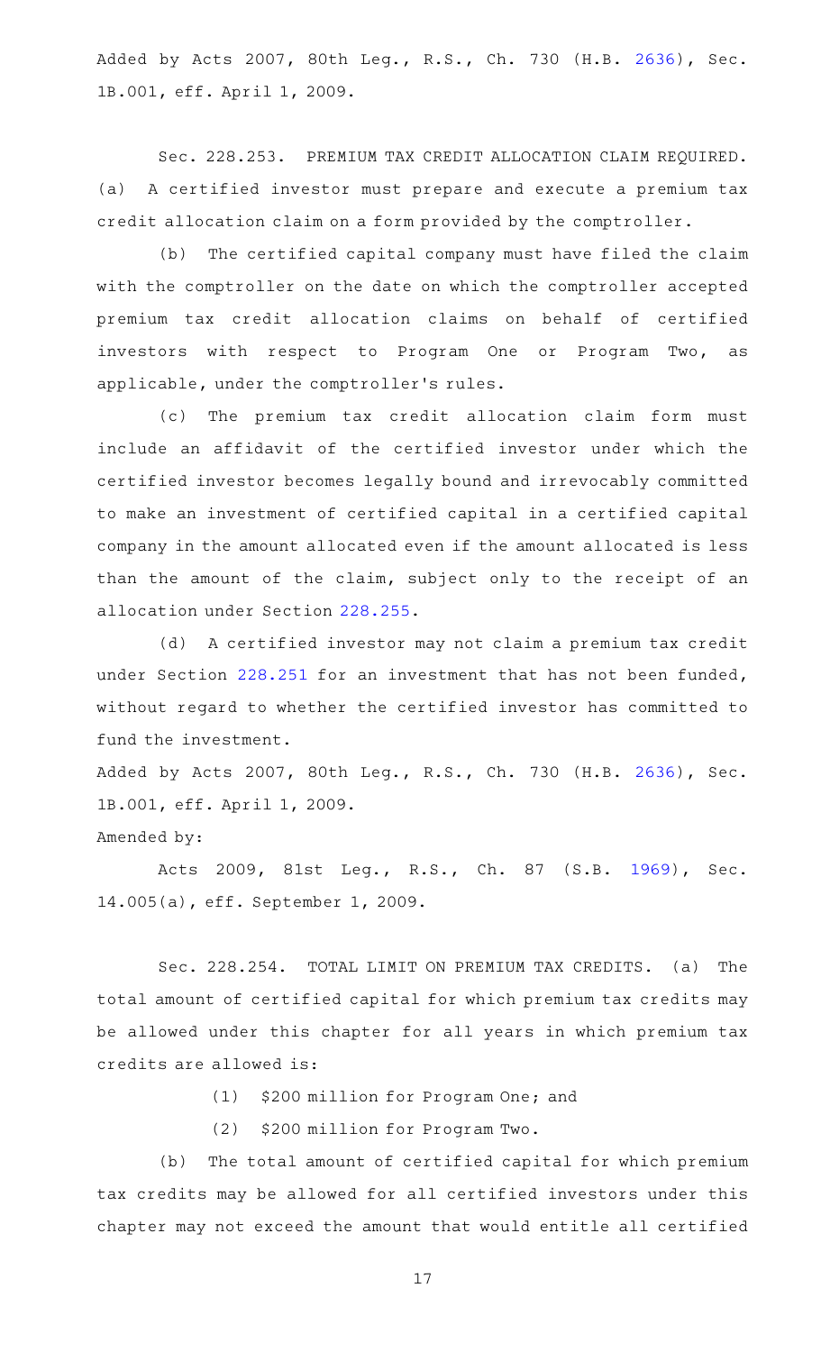Added by Acts 2007, 80th Leg., R.S., Ch. 730 (H.B. 2636), Sec. 1B.001, eff. April 1, 2009.

Sec. 228.253. PREMIUM TAX CREDIT ALLOCATION CLAIM REQUIRED. (a) A certified investor must prepare and execute a premium tax credit allocation claim on a form provided by the comptroller.

(b) The certified capital company must have filed the claim with the comptroller on the date on which the comptroller accepted premium tax credit allocation claims on behalf of certified investors with respect to Program One or Program Two, as applicable, under the comptroller's rules.

(c) The premium tax credit allocation claim form must include an affidavit of the certified investor under which the certified investor becomes legally bound and irrevocably committed to make an investment of certified capital in a certified capital company in the amount allocated even if the amount allocated is less than the amount of the claim, subject only to the receipt of an allocation under Section 228.255.

(d) A certified investor may not claim a premium tax credit under Section 228.251 for an investment that has not been funded, without regard to whether the certified investor has committed to fund the investment.

Added by Acts 2007, 80th Leg., R.S., Ch. 730 (H.B. 2636), Sec. 1B.001, eff. April 1, 2009.

Amended by:

Acts 2009, 81st Leg., R.S., Ch. 87 (S.B. 1969), Sec. 14.005(a), eff. September 1, 2009.

Sec. 228.254. TOTAL LIMIT ON PREMIUM TAX CREDITS. (a) The total amount of certified capital for which premium tax credits may be allowed under this chapter for all years in which premium tax credits are allowed is:

(1) $200 million for Program One; and

(2) $200 million for Program Two.

(b) The total amount of certified capital for which premium tax credits may be allowed for all certified investors under this chapter may not exceed the amount that would entitle all certified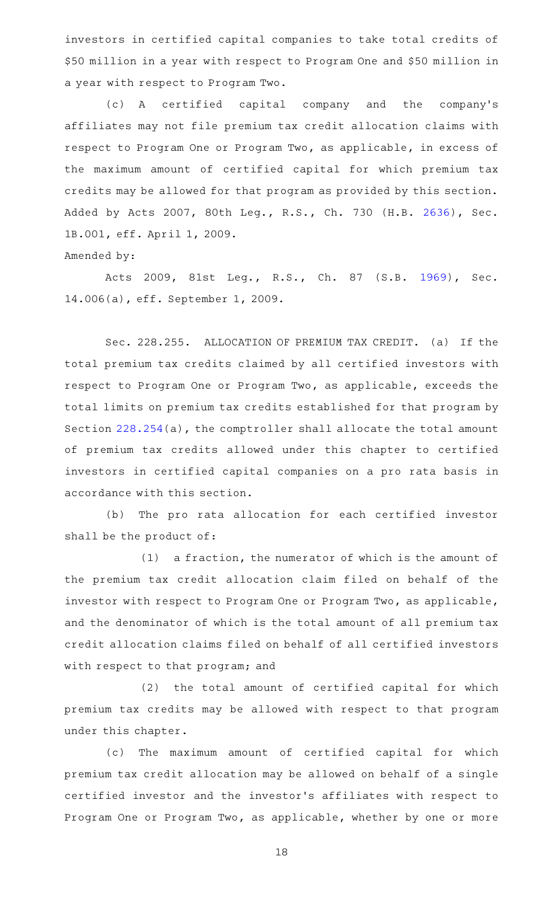investors in certified capital companies to take total credits of $50 million in a year with respect to Program One and $50 million in a year with respect to Program Two.

(c) A certified capital company and the company's affiliates may not file premium tax credit allocation claims with respect to Program One or Program Two, as applicable, in excess of the maximum amount of certified capital for which premium tax credits may be allowed for that program as provided by this section.

Added by Acts 2007, 80th Leg., R.S., Ch. 730 (H.B. 2636), Sec. 1B.001, eff. April 1, 2009.

Amended by:

Acts 2009, 81st Leg., R.S., Ch. 87 (S.B. 1969), Sec. 14.006(a), eff. September 1, 2009.

Sec. 228.255. ALLOCATION OF PREMIUM TAX CREDIT. (a) If the total premium tax credits claimed by all certified investors with respect to Program One or Program Two, as applicable, exceeds the total limits on premium tax credits established for that program by Section 228.254(a), the comptroller shall allocate the total amount of premium tax credits allowed under this chapter to certified investors in certified capital companies on a pro rata basis in accordance with this section.

(b) The pro rata allocation for each certified investor shall be the product of:

(1) a fraction, the numerator of which is the amount of the premium tax credit allocation claim filed on behalf of the investor with respect to Program One or Program Two, as applicable, and the denominator of which is the total amount of all premium tax credit allocation claims filed on behalf of all certified investors with respect to that program; and

(2) the total amount of certified capital for which premium tax credits may be allowed with respect to that program under this chapter.

(c) The maximum amount of certified capital for which premium tax credit allocation may be allowed on behalf of a single certified investor and the investor's affiliates with respect to Program One or Program Two, as applicable, whether by one or more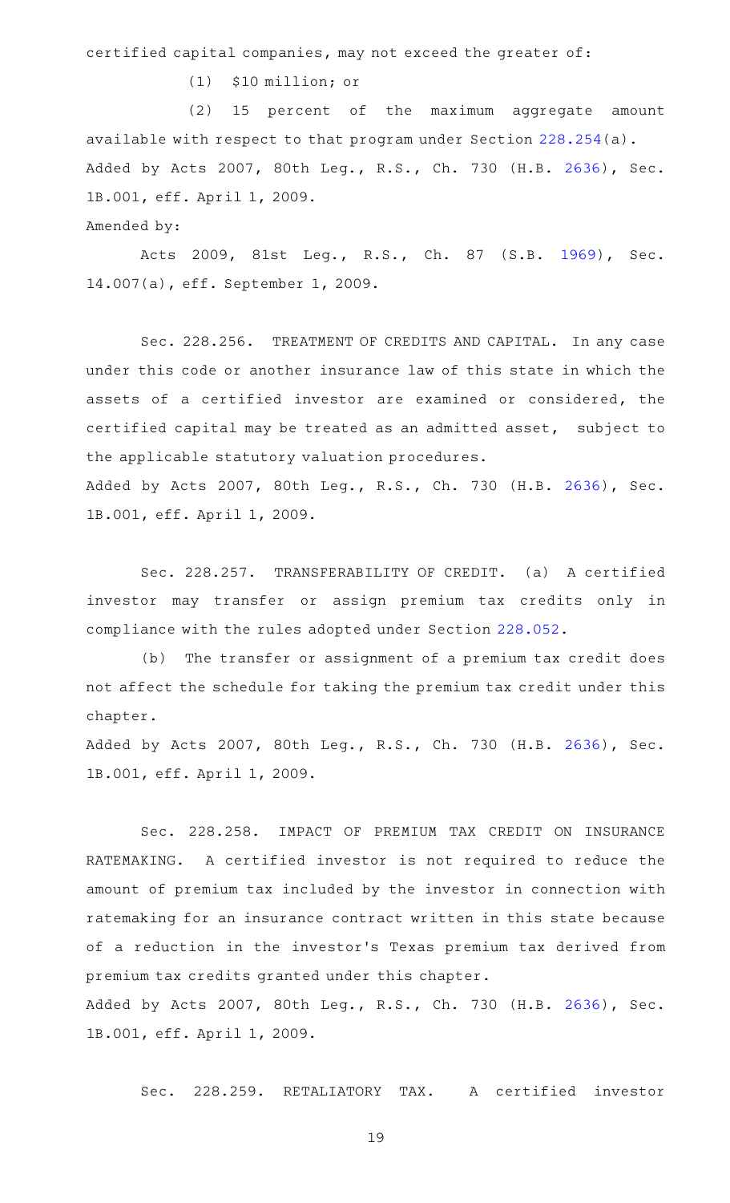certified capital companies, may not exceed the greater of:

(1) $10 million; or

(2) 15 percent of the maximum aggregate amount available with respect to that program under Section 228.254(a).

Added by Acts 2007, 80th Leg., R.S., Ch. 730 (H.B. 2636), Sec. 1B.001, eff. April 1, 2009.

Amended by:

Acts 2009, 81st Leg., R.S., Ch. 87 (S.B. 1969), Sec. 14.007(a), eff. September 1, 2009.

Sec. 228.256. TREATMENT OF CREDITS AND CAPITAL. In any case under this code or another insurance law of this state in which the assets of a certified investor are examined or considered, the certified capital may be treated as an admitted asset, subject to the applicable statutory valuation procedures.

Added by Acts 2007, 80th Leg., R.S., Ch. 730 (H.B. 2636), Sec. 1B.001, eff. April 1, 2009.

Sec. 228.257. TRANSFERABILITY OF CREDIT. (a) A certified investor may transfer or assign premium tax credits only in compliance with the rules adopted under Section 228.052.

(b) The transfer or assignment of a premium tax credit does not affect the schedule for taking the premium tax credit under this chapter.

Added by Acts 2007, 80th Leg., R.S., Ch. 730 (H.B. 2636), Sec. 1B.001, eff. April 1, 2009.

Sec. 228.258. IMPACT OF PREMIUM TAX CREDIT ON INSURANCE RATEMAKING. A certified investor is not required to reduce the amount of premium tax included by the investor in connection with ratemaking for an insurance contract written in this state because of a reduction in the investor's Texas premium tax derived from premium tax credits granted under this chapter.

Added by Acts 2007, 80th Leg., R.S., Ch. 730 (H.B. 2636), Sec. 1B.001, eff. April 1, 2009.

Sec. 228.259. RETALIATORY TAX. A certified investor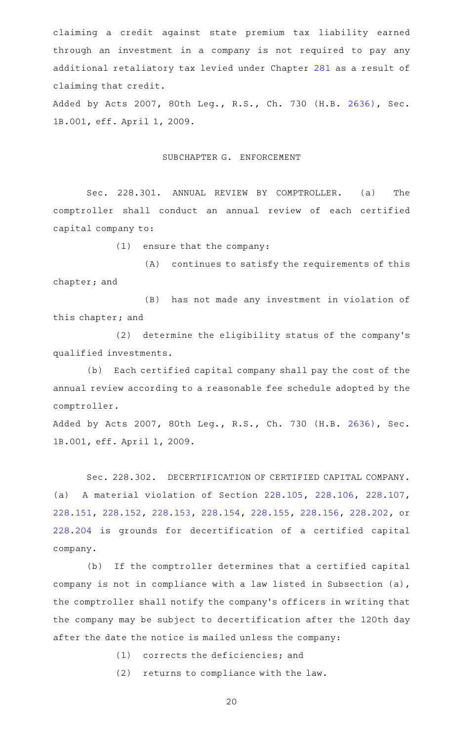claiming a credit against state premium tax liability earned through an investment in a company is not required to pay any additional retaliatory tax levied under Chapter 281 as a result of claiming that credit.

Added by Acts 2007, 80th Leg., R.S., Ch. 730 (H.B. 2636), Sec. 1B.001, eff. April 1, 2009.

SUBCHAPTER G. ENFORCEMENT

Sec. 228.301. ANNUAL REVIEW BY COMPTROLLER. (a) The comptroller shall conduct an annual review of each certified capital company to:

(1) ensure that the company:

(A) continues to satisfy the requirements of this chapter; and

(B) has not made any investment in violation of this chapter; and

(2) determine the eligibility status of the company's qualified investments.

(b) Each certified capital company shall pay the cost of the annual review according to a reasonable fee schedule adopted by the comptroller.

Added by Acts 2007, 80th Leg., R.S., Ch. 730 (H.B. 2636), Sec. 1B.001, eff. April 1, 2009.

Sec. 228.302. DECERTIFICATION OF CERTIFIED CAPITAL COMPANY. (a) A material violation of Section 228.105, 228.106, 228.107, 228.151, 228.152, 228.153, 228.154, 228.155, 228.156, 228.202, or 228.204 is grounds for decertification of a certified capital company.

(b) If the comptroller determines that a certified capital company is not in compliance with a law listed in Subsection (a), the comptroller shall notify the company's officers in writing that the company may be subject to decertification after the 120th day after the date the notice is mailed unless the company:

(1) corrects the deficiencies; and

(2) returns to compliance with the law.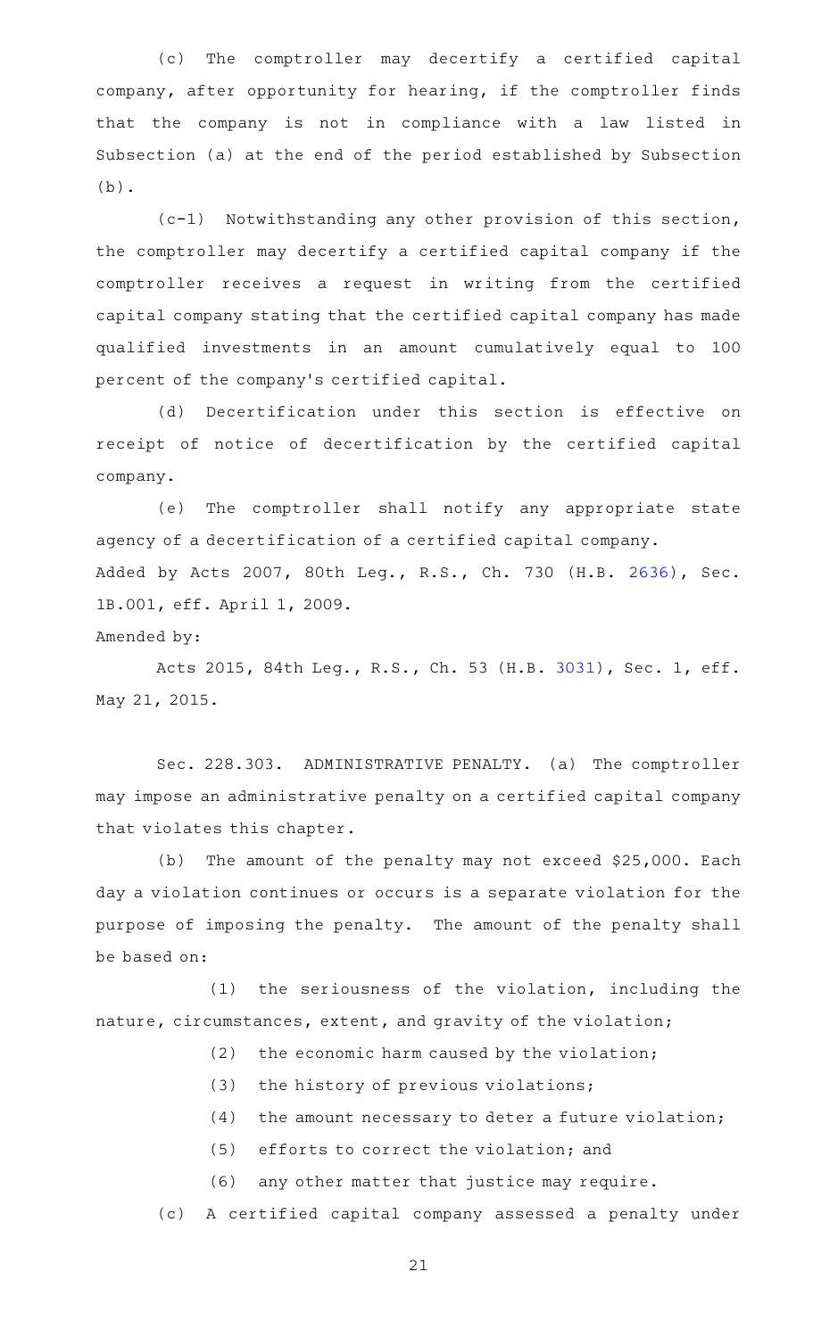(c) The comptroller may decertify a certified capital company, after opportunity for hearing, if the comptroller finds that the company is not in compliance with a law listed in Subsection (a) at the end of the period established by Subsection (b).

(c-1) Notwithstanding any other provision of this section, the comptroller may decertify a certified capital company if the comptroller receives a request in writing from the certified capital company stating that the certified capital company has made qualified investments in an amount cumulatively equal to 100 percent of the company's certified capital.

(d) Decertification under this section is effective on receipt of notice of decertification by the certified capital company.

(e) The comptroller shall notify any appropriate state agency of a decertification of a certified capital company.

Added by Acts 2007, 80th Leg., R.S., Ch. 730 (H.B. 2636), Sec. 1B.001, eff. April 1, 2009.

Amended by:

Acts 2015, 84th Leg., R.S., Ch. 53 (H.B. 3031), Sec. 1, eff. May 21, 2015.

Sec. 228.303. ADMINISTRATIVE PENALTY. (a) The comptroller may impose an administrative penalty on a certified capital company that violates this chapter.

(b) The amount of the penalty may not exceed $25,000. Each day a violation continues or occurs is a separate violation for the purpose of imposing the penalty. The amount of the penalty shall be based on:

(1) the seriousness of the violation, including the nature, circumstances, extent, and gravity of the violation;

(2) the economic harm caused by the violation;

(3) the history of previous violations;

(4) the amount necessary to deter a future violation;

(5) efforts to correct the violation; and

(6) any other matter that justice may require.

(c) A certified capital company assessed a penalty under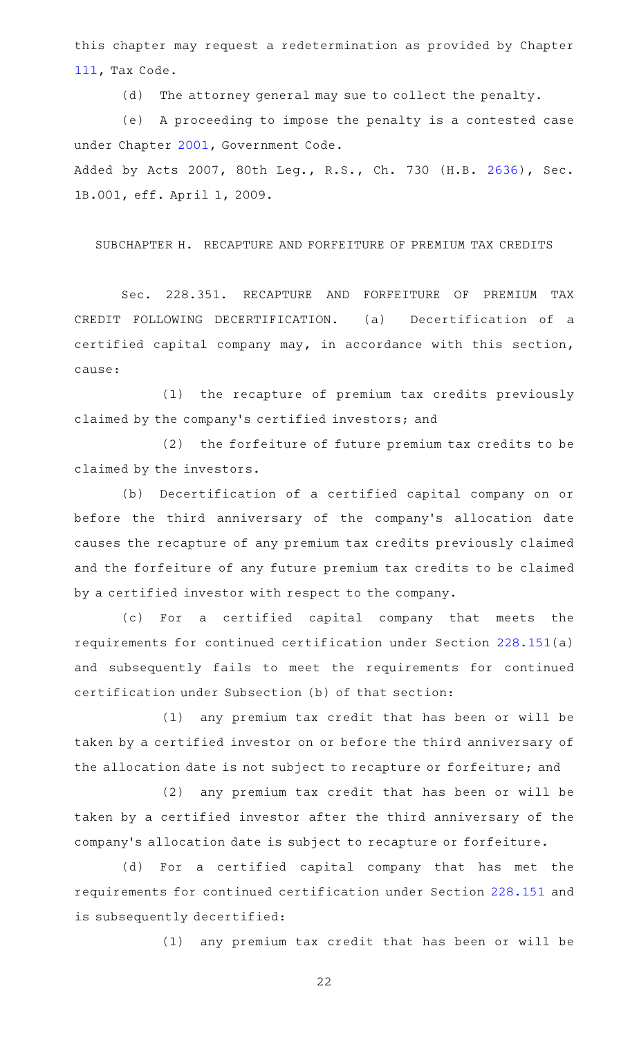this chapter may request a redetermination as provided by Chapter 111, Tax Code.

(d) The attorney general may sue to collect the penalty.

(e) A proceeding to impose the penalty is a contested case under Chapter 2001, Government Code.

Added by Acts 2007, 80th Leg., R.S., Ch. 730 (H.B. 2636), Sec. 1B.001, eff. April 1, 2009.

SUBCHAPTER H. RECAPTURE AND FORFEITURE OF PREMIUM TAX CREDITS

Sec. 228.351. RECAPTURE AND FORFEITURE OF PREMIUM TAX CREDIT FOLLOWING DECERTIFICATION. (a) Decertification of a certified capital company may, in accordance with this section, cause:

(1) the recapture of premium tax credits previously claimed by the company's certified investors; and

(2) the forfeiture of future premium tax credits to be claimed by the investors.

(b) Decertification of a certified capital company on or before the third anniversary of the company's allocation date causes the recapture of any premium tax credits previously claimed and the forfeiture of any future premium tax credits to be claimed by a certified investor with respect to the company.

(c) For a certified capital company that meets the requirements for continued certification under Section 228.151(a) and subsequently fails to meet the requirements for continued certification under Subsection (b) of that section:

(1) any premium tax credit that has been or will be taken by a certified investor on or before the third anniversary of the allocation date is not subject to recapture or forfeiture; and

(2) any premium tax credit that has been or will be taken by a certified investor after the third anniversary of the company's allocation date is subject to recapture or forfeiture.

(d) For a certified capital company that has met the requirements for continued certification under Section 228.151 and is subsequently decertified:

(1) any premium tax credit that has been or will be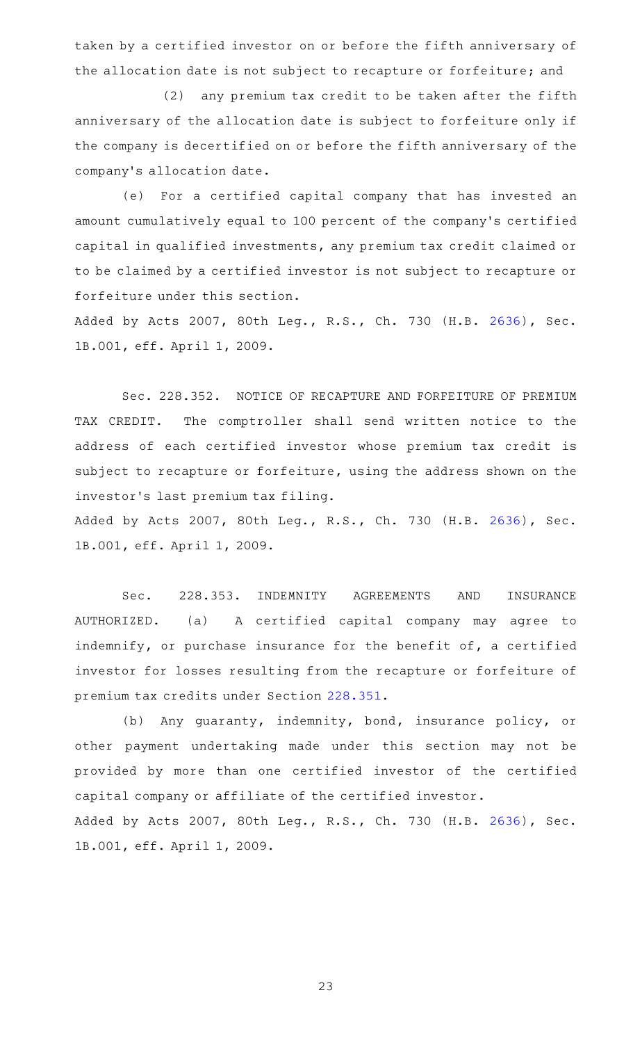taken by a certified investor on or before the fifth anniversary of the allocation date is not subject to recapture or forfeiture; and

(2) any premium tax credit to be taken after the fifth anniversary of the allocation date is subject to forfeiture only if the company is decertified on or before the fifth anniversary of the company's allocation date.

(e) For a certified capital company that has invested an amount cumulatively equal to 100 percent of the company's certified capital in qualified investments, any premium tax credit claimed or to be claimed by a certified investor is not subject to recapture or forfeiture under this section.

Added by Acts 2007, 80th Leg., R.S., Ch. 730 (H.B. 2636), Sec. 1B.001, eff. April 1, 2009.

Sec. 228.352. NOTICE OF RECAPTURE AND FORFEITURE OF PREMIUM TAX CREDIT. The comptroller shall send written notice to the address of each certified investor whose premium tax credit is subject to recapture or forfeiture, using the address shown on the investor's last premium tax filing.

Added by Acts 2007, 80th Leg., R.S., Ch. 730 (H.B. 2636), Sec. 1B.001, eff. April 1, 2009.

Sec. 228.353. INDEMNITY AGREEMENTS AND INSURANCE AUTHORIZED. (a) A certified capital company may agree to indemnify, or purchase insurance for the benefit of, a certified investor for losses resulting from the recapture or forfeiture of premium tax credits under Section 228.351.

(b) Any guaranty, indemnity, bond, insurance policy, or other payment undertaking made under this section may not be provided by more than one certified investor of the certified capital company or affiliate of the certified investor.

Added by Acts 2007, 80th Leg., R.S., Ch. 730 (H.B. 2636), Sec. 1B.001, eff. April 1, 2009.